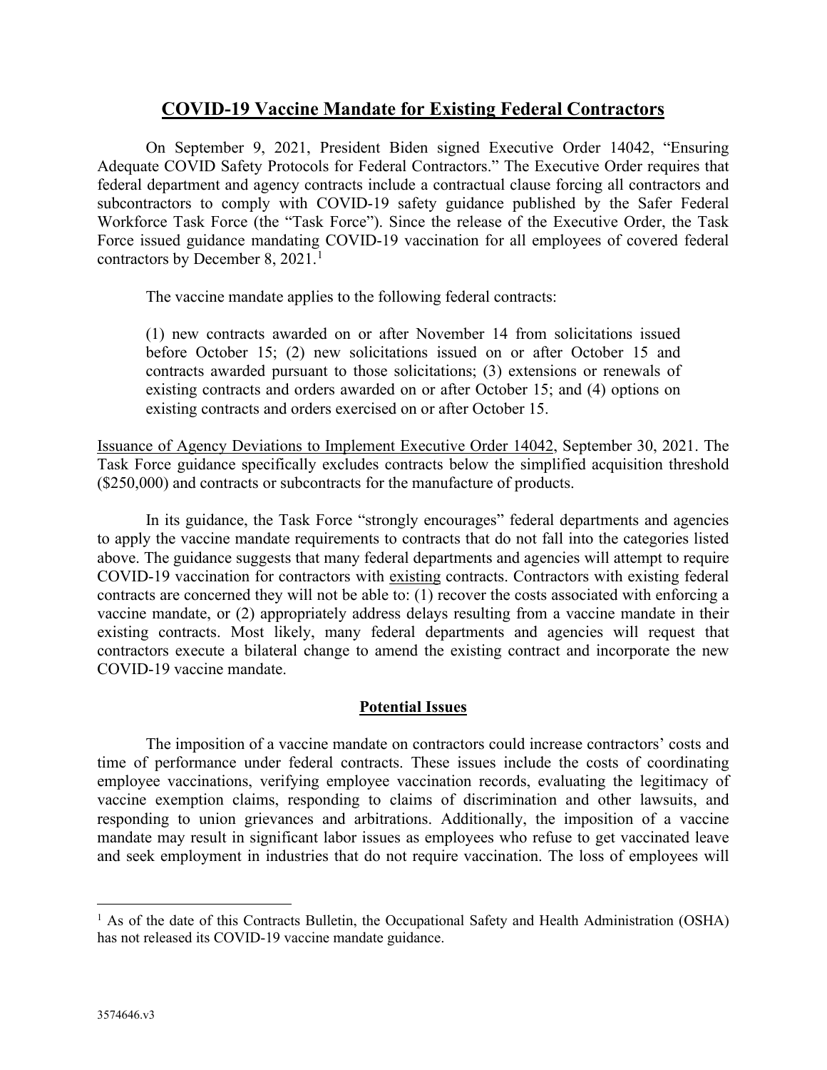# **COVID-19 Vaccine Mandate for Existing Federal Contractors**

On September 9, 2021, President Biden signed Executive Order 14042, "Ensuring Adequate COVID Safety Protocols for Federal Contractors." The Executive Order requires that federal department and agency contracts include a contractual clause forcing all contractors and subcontractors to comply with COVID-19 safety guidance published by the Safer Federal Workforce Task Force (the "Task Force"). Since the release of the Executive Order, the Task Force issued guidance mandating COVID-19 vaccination for all employees of covered federal contractors by December 8, 2021.[1]

The vaccine mandate applies to the following federal contracts:

> (1) new contracts awarded on or after November 14 from solicitations issued before October 15; (2) new solicitations issued on or after October 15 and contracts awarded pursuant to those solicitations; (3) extensions or renewals of existing contracts and orders awarded on or after October 15; and (4) options on existing contracts and orders exercised on or after October 15.

Issuance of Agency Deviations to Implement Executive Order 14042, September 30, 2021. The Task Force guidance specifically excludes contracts below the simplified acquisition threshold ($250,000) and contracts or subcontracts for the manufacture of products.

In its guidance, the Task Force "strongly encourages" federal departments and agencies to apply the vaccine mandate requirements to contracts that do not fall into the categories listed above. The guidance suggests that many federal departments and agencies will attempt to require COVID-19 vaccination for contractors with existing contracts. Contractors with existing federal contracts are concerned they will not be able to: (1) recover the costs associated with enforcing a vaccine mandate, or (2) appropriately address delays resulting from a vaccine mandate in their existing contracts. Most likely, many federal departments and agencies will request that contractors execute a bilateral change to amend the existing contract and incorporate the new COVID-19 vaccine mandate.

## **Potential Issues**

The imposition of a vaccine mandate on contractors could increase contractors' costs and time of performance under federal contracts. These issues include the costs of coordinating employee vaccinations, verifying employee vaccination records, evaluating the legitimacy of vaccine exemption claims, responding to claims of discrimination and other lawsuits, and responding to union grievances and arbitrations. Additionally, the imposition of a vaccine mandate may result in significant labor issues as employees who refuse to get vaccinated leave and seek employment in industries that do not require vaccination. The loss of employees will

[1] As of the date of this Contracts Bulletin, the Occupational Safety and Health Administration (OSHA) has not released its COVID-19 vaccine mandate guidance.

3574646.v3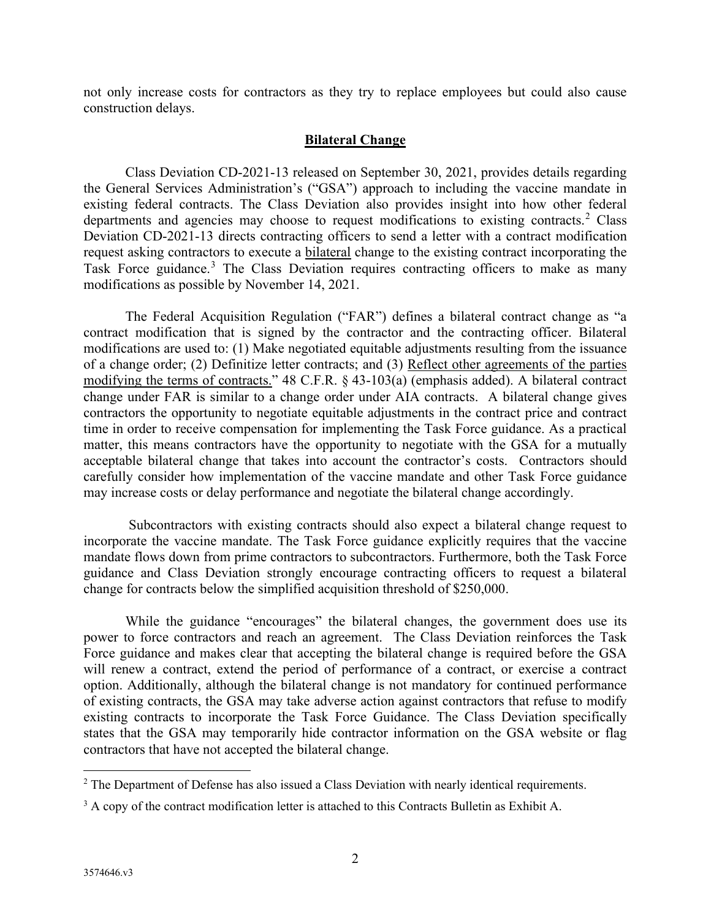not only increase costs for contractors as they try to replace employees but could also cause construction delays.

## Bilateral Change

Class Deviation CD-2021-13 released on September 30, 2021, provides details regarding the General Services Administration's ("GSA") approach to including the vaccine mandate in existing federal contracts. The Class Deviation also provides insight into how other federal departments and agencies may choose to request modifications to existing contracts.[2] Class Deviation CD-2021-13 directs contracting officers to send a letter with a contract modification request asking contractors to execute a bilateral change to the existing contract incorporating the Task Force guidance.[3] The Class Deviation requires contracting officers to make as many modifications as possible by November 14, 2021.

The Federal Acquisition Regulation ("FAR") defines a bilateral contract change as "a contract modification that is signed by the contractor and the contracting officer. Bilateral modifications are used to: (1) Make negotiated equitable adjustments resulting from the issuance of a change order; (2) Definitize letter contracts; and (3) Reflect other agreements of the parties modifying the terms of contracts." 48 C.F.R. § 43-103(a) (emphasis added). A bilateral contract change under FAR is similar to a change order under AIA contracts. A bilateral change gives contractors the opportunity to negotiate equitable adjustments in the contract price and contract time in order to receive compensation for implementing the Task Force guidance. As a practical matter, this means contractors have the opportunity to negotiate with the GSA for a mutually acceptable bilateral change that takes into account the contractor's costs. Contractors should carefully consider how implementation of the vaccine mandate and other Task Force guidance may increase costs or delay performance and negotiate the bilateral change accordingly.

Subcontractors with existing contracts should also expect a bilateral change request to incorporate the vaccine mandate. The Task Force guidance explicitly requires that the vaccine mandate flows down from prime contractors to subcontractors. Furthermore, both the Task Force guidance and Class Deviation strongly encourage contracting officers to request a bilateral change for contracts below the simplified acquisition threshold of $250,000.

While the guidance "encourages" the bilateral changes, the government does use its power to force contractors and reach an agreement. The Class Deviation reinforces the Task Force guidance and makes clear that accepting the bilateral change is required before the GSA will renew a contract, extend the period of performance of a contract, or exercise a contract option. Additionally, although the bilateral change is not mandatory for continued performance of existing contracts, the GSA may take adverse action against contractors that refuse to modify existing contracts to incorporate the Task Force Guidance. The Class Deviation specifically states that the GSA may temporarily hide contractor information on the GSA website or flag contractors that have not accepted the bilateral change.

---

[2] The Department of Defense has also issued a Class Deviation with nearly identical requirements.

[3] A copy of the contract modification letter is attached to this Contracts Bulletin as Exhibit A.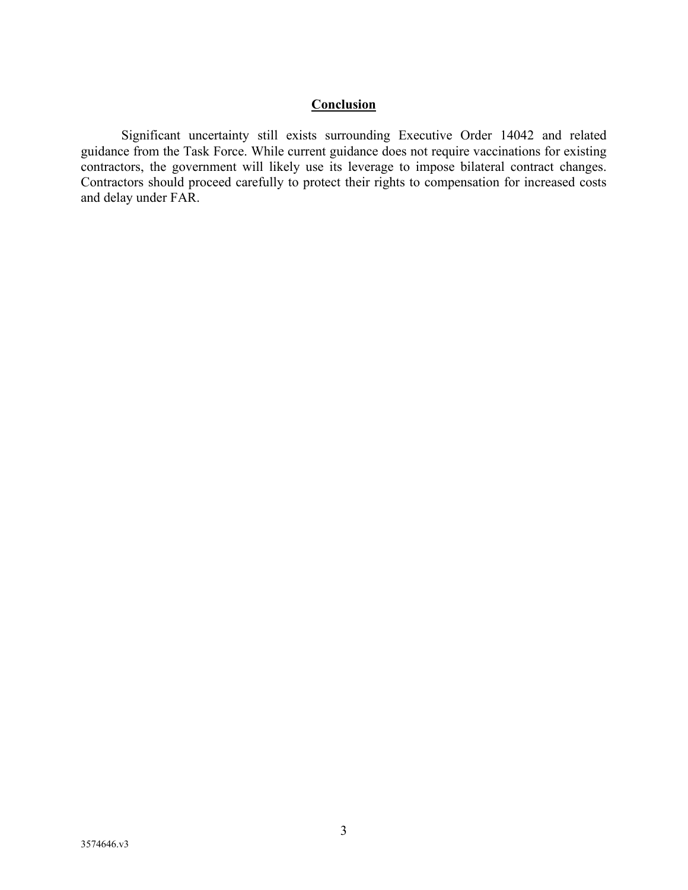## Conclusion

Significant uncertainty still exists surrounding Executive Order 14042 and related guidance from the Task Force. While current guidance does not require vaccinations for existing contractors, the government will likely use its leverage to impose bilateral contract changes. Contractors should proceed carefully to protect their rights to compensation for increased costs and delay under FAR.

3574646.v3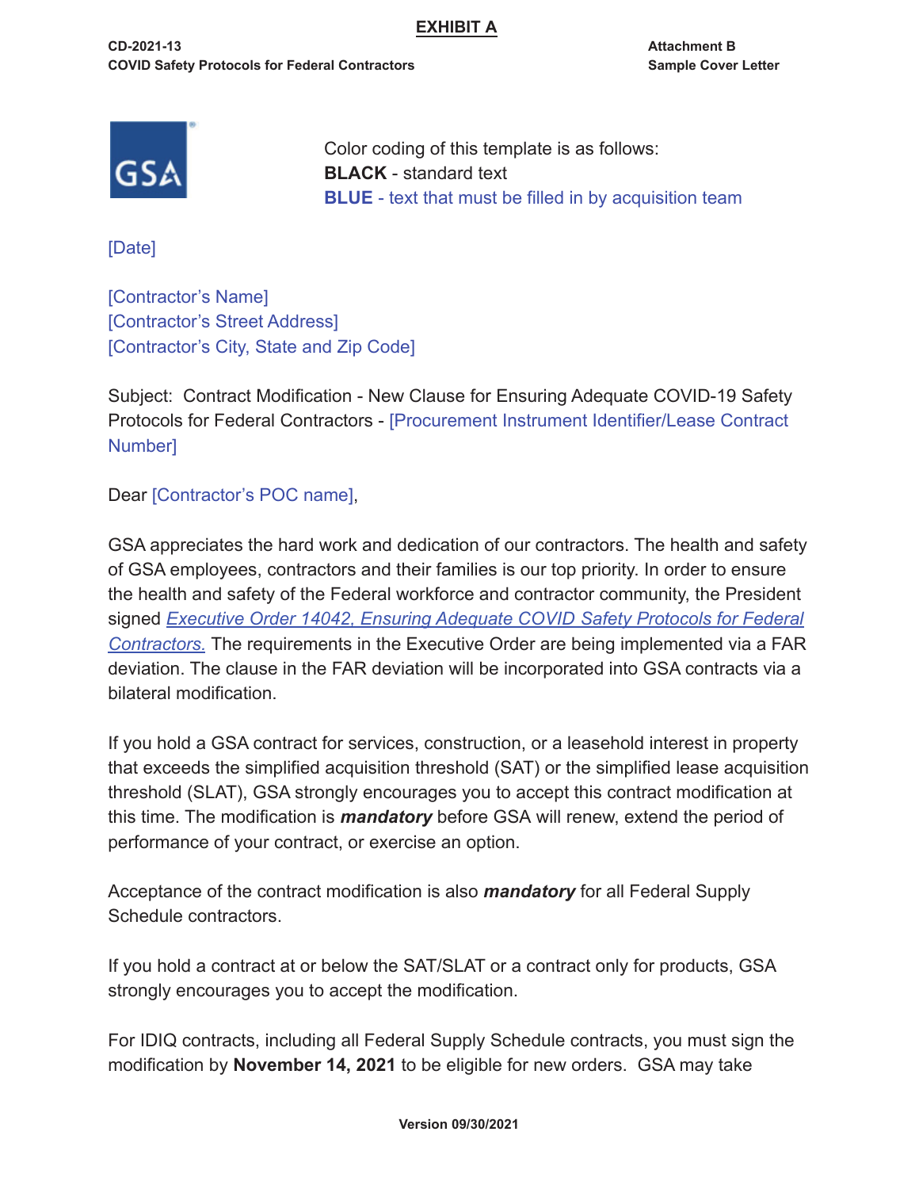**EXHIBIT A**

**CD-2021-13**
**COVID Safety Protocols for Federal Contractors**

**Attachment B**
**Sample Cover Letter**

Color coding of this template is as follows:
**BLACK** - standard text
**BLUE** - text that must be filled in by acquisition team

[Date]

[Contractor's Name]
[Contractor's Street Address]
[Contractor's City, State and Zip Code]

Subject: Contract Modification - New Clause for Ensuring Adequate COVID-19 Safety Protocols for Federal Contractors - [Procurement Instrument Identifier/Lease Contract Number]

Dear [Contractor's POC name],

GSA appreciates the hard work and dedication of our contractors. The health and safety of GSA employees, contractors and their families is our top priority. In order to ensure the health and safety of the Federal workforce and contractor community, the President signed *Executive Order 14042, Ensuring Adequate COVID Safety Protocols for Federal Contractors.* The requirements in the Executive Order are being implemented via a FAR deviation. The clause in the FAR deviation will be incorporated into GSA contracts via a bilateral modification.

If you hold a GSA contract for services, construction, or a leasehold interest in property that exceeds the simplified acquisition threshold (SAT) or the simplified lease acquisition threshold (SLAT), GSA strongly encourages you to accept this contract modification at this time. The modification is ***mandatory*** before GSA will renew, extend the period of performance of your contract, or exercise an option.

Acceptance of the contract modification is also ***mandatory*** for all Federal Supply Schedule contractors.

If you hold a contract at or below the SAT/SLAT or a contract only for products, GSA strongly encourages you to accept the modification.

For IDIQ contracts, including all Federal Supply Schedule contracts, you must sign the modification by **November 14, 2021** to be eligible for new orders. GSA may take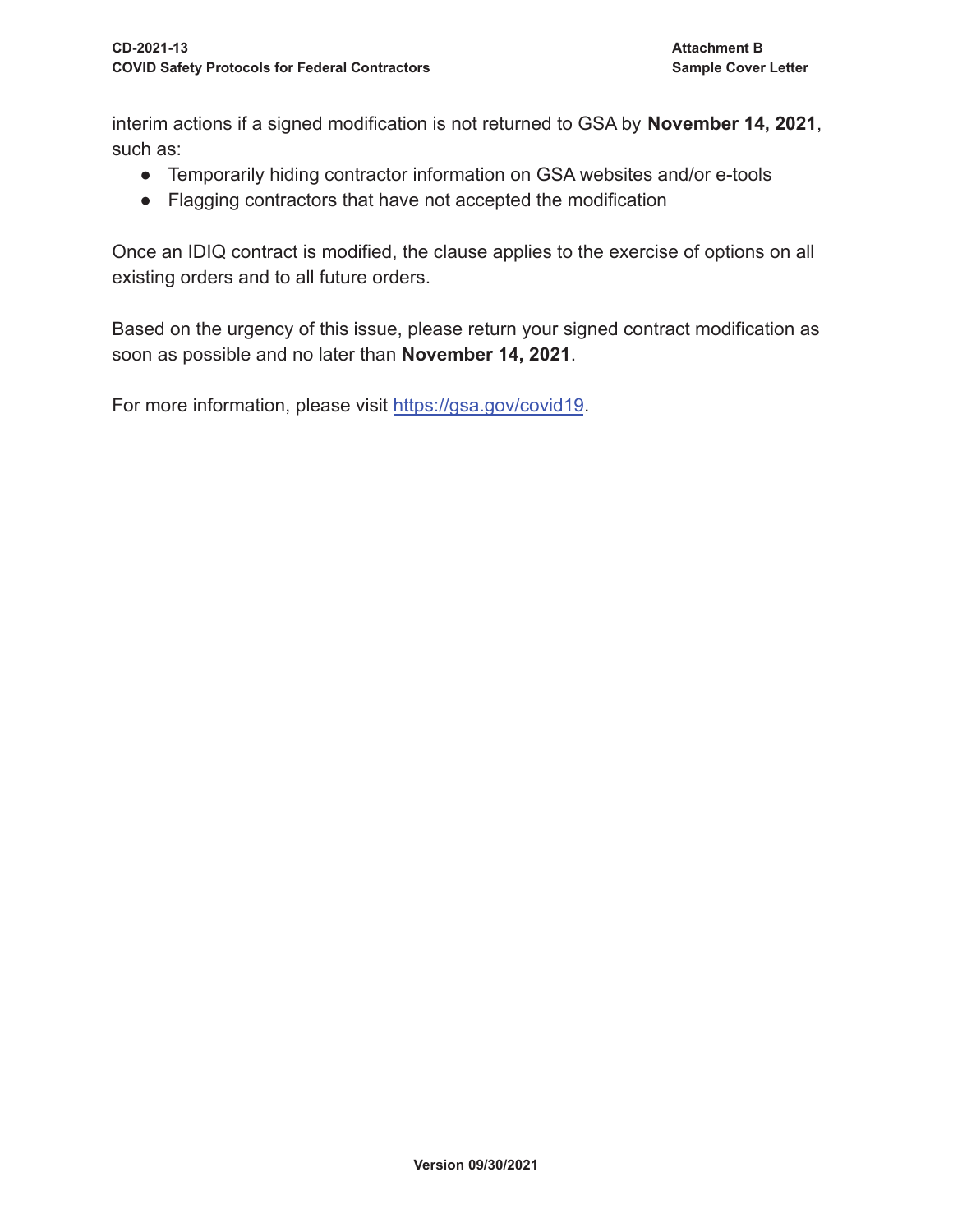interim actions if a signed modification is not returned to GSA by **November 14, 2021**, such as:

- Temporarily hiding contractor information on GSA websites and/or e-tools
- Flagging contractors that have not accepted the modification

Once an IDIQ contract is modified, the clause applies to the exercise of options on all existing orders and to all future orders.

Based on the urgency of this issue, please return your signed contract modification as soon as possible and no later than **November 14, 2021**.

For more information, please visit [https://gsa.gov/covid19](https://gsa.gov/covid19).